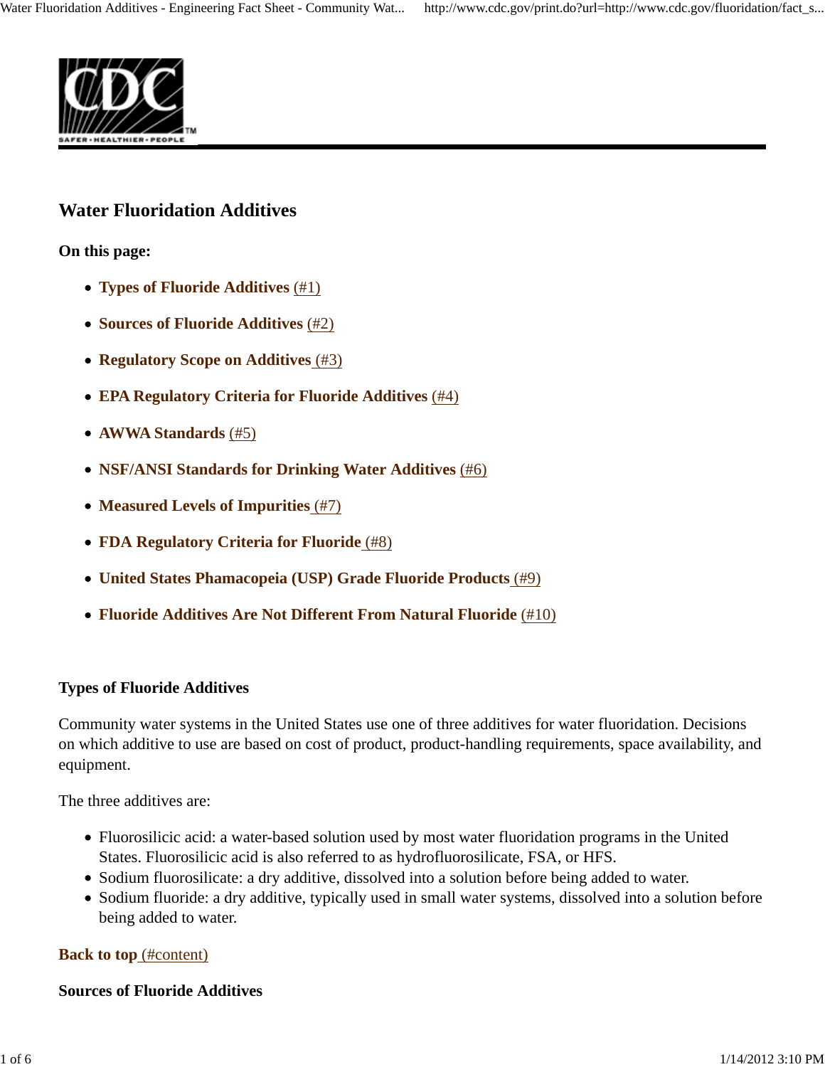# Water Fluoridation Additives

**On this page:**

- **Types of Fluoride Additives** (#1)
- **Sources of Fluoride Additives** (#2)
- **Regulatory Scope on Additives** (#3)
- **EPA Regulatory Criteria for Fluoride Additives** (#4)
- **AWWA Standards** (#5)
- **NSF/ANSI Standards for Drinking Water Additives** (#6)
- **Measured Levels of Impurities** (#7)
- **FDA Regulatory Criteria for Fluoride** (#8)
- **United States Phamacopeia (USP) Grade Fluoride Products** (#9)
- **Fluoride Additives Are Not Different From Natural Fluoride** (#10)

## Types of Fluoride Additives

Community water systems in the United States use one of three additives for water fluoridation. Decisions on which additive to use are based on cost of product, product-handling requirements, space availability, and equipment.

The three additives are:

- Fluorosilicic acid: a water-based solution used by most water fluoridation programs in the United States. Fluorosilicic acid is also referred to as hydrofluorosilicate, FSA, or HFS.
- Sodium fluorosilicate: a dry additive, dissolved into a solution before being added to water.
- Sodium fluoride: a dry additive, typically used in small water systems, dissolved into a solution before being added to water.

**Back to top** (#content)

## Sources of Fluoride Additives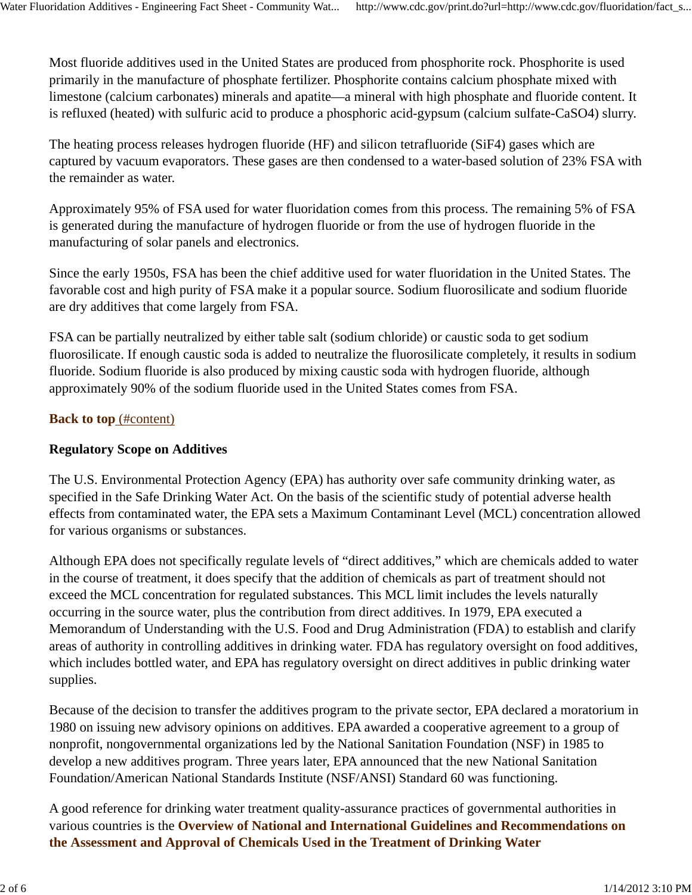Most fluoride additives used in the United States are produced from phosphorite rock. Phosphorite is used primarily in the manufacture of phosphate fertilizer. Phosphorite contains calcium phosphate mixed with limestone (calcium carbonates) minerals and apatite—a mineral with high phosphate and fluoride content. It is refluxed (heated) with sulfuric acid to produce a phosphoric acid-gypsum (calcium sulfate-$CaSO_4$) slurry.

The heating process releases hydrogen fluoride (HF) and silicon tetrafluoride ($SiF_4$) gases which are captured by vacuum evaporators. These gases are then condensed to a water-based solution of 23% FSA with the remainder as water.

Approximately 95% of FSA used for water fluoridation comes from this process. The remaining 5% of FSA is generated during the manufacture of hydrogen fluoride or from the use of hydrogen fluoride in the manufacturing of solar panels and electronics.

Since the early 1950s, FSA has been the chief additive used for water fluoridation in the United States. The favorable cost and high purity of FSA make it a popular source. Sodium fluorosilicate and sodium fluoride are dry additives that come largely from FSA.

FSA can be partially neutralized by either table salt (sodium chloride) or caustic soda to get sodium fluorosilicate. If enough caustic soda is added to neutralize the fluorosilicate completely, it results in sodium fluoride. Sodium fluoride is also produced by mixing caustic soda with hydrogen fluoride, although approximately 90% of the sodium fluoride used in the United States comes from FSA.

**Back to top** (#content)

**Regulatory Scope on Additives**

The U.S. Environmental Protection Agency (EPA) has authority over safe community drinking water, as specified in the Safe Drinking Water Act. On the basis of the scientific study of potential adverse health effects from contaminated water, the EPA sets a Maximum Contaminant Level (MCL) concentration allowed for various organisms or substances.

Although EPA does not specifically regulate levels of "direct additives," which are chemicals added to water in the course of treatment, it does specify that the addition of chemicals as part of treatment should not exceed the MCL concentration for regulated substances. This MCL limit includes the levels naturally occurring in the source water, plus the contribution from direct additives. In 1979, EPA executed a Memorandum of Understanding with the U.S. Food and Drug Administration (FDA) to establish and clarify areas of authority in controlling additives in drinking water. FDA has regulatory oversight on food additives, which includes bottled water, and EPA has regulatory oversight on direct additives in public drinking water supplies.

Because of the decision to transfer the additives program to the private sector, EPA declared a moratorium in 1980 on issuing new advisory opinions on additives. EPA awarded a cooperative agreement to a group of nonprofit, nongovernmental organizations led by the National Sanitation Foundation (NSF) in 1985 to develop a new additives program. Three years later, EPA announced that the new National Sanitation Foundation/American National Standards Institute (NSF/ANSI) Standard 60 was functioning.

A good reference for drinking water treatment quality-assurance practices of governmental authorities in various countries is the **Overview of National and International Guidelines and Recommendations on the Assessment and Approval of Chemicals Used in the Treatment of Drinking Water**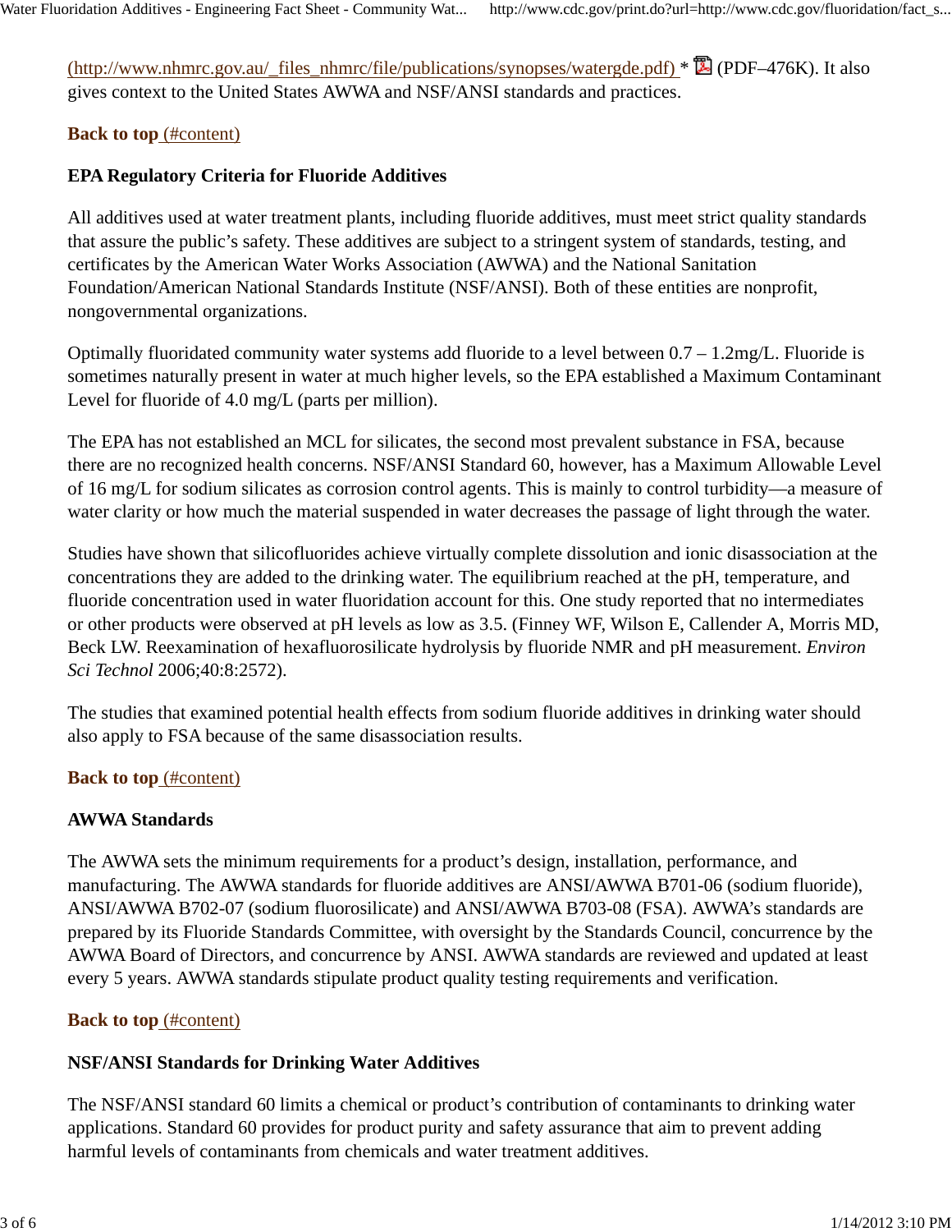(http://www.nhmrc.gov.au/_files_nhmrc/file/publications/synopses/watergde.pdf) * (PDF–476K). It also gives context to the United States AWWA and NSF/ANSI standards and practices.

**Back to top** (#content)

### EPA Regulatory Criteria for Fluoride Additives

All additives used at water treatment plants, including fluoride additives, must meet strict quality standards that assure the public's safety. These additives are subject to a stringent system of standards, testing, and certificates by the American Water Works Association (AWWA) and the National Sanitation Foundation/American National Standards Institute (NSF/ANSI). Both of these entities are nonprofit, nongovernmental organizations.

Optimally fluoridated community water systems add fluoride to a level between 0.7 – 1.2mg/L. Fluoride is sometimes naturally present in water at much higher levels, so the EPA established a Maximum Contaminant Level for fluoride of 4.0 mg/L (parts per million).

The EPA has not established an MCL for silicates, the second most prevalent substance in FSA, because there are no recognized health concerns. NSF/ANSI Standard 60, however, has a Maximum Allowable Level of 16 mg/L for sodium silicates as corrosion control agents. This is mainly to control turbidity—a measure of water clarity or how much the material suspended in water decreases the passage of light through the water.

Studies have shown that silicofluorides achieve virtually complete dissolution and ionic disassociation at the concentrations they are added to the drinking water. The equilibrium reached at the pH, temperature, and fluoride concentration used in water fluoridation account for this. One study reported that no intermediates or other products were observed at pH levels as low as 3.5. (Finney WF, Wilson E, Callender A, Morris MD, Beck LW. Reexamination of hexafluorosilicate hydrolysis by fluoride NMR and pH measurement. *Environ Sci Technol* 2006;40:8:2572).

The studies that examined potential health effects from sodium fluoride additives in drinking water should also apply to FSA because of the same disassociation results.

**Back to top** (#content)

### AWWA Standards

The AWWA sets the minimum requirements for a product's design, installation, performance, and manufacturing. The AWWA standards for fluoride additives are ANSI/AWWA B701-06 (sodium fluoride), ANSI/AWWA B702-07 (sodium fluorosilicate) and ANSI/AWWA B703-08 (FSA). AWWA's standards are prepared by its Fluoride Standards Committee, with oversight by the Standards Council, concurrence by the AWWA Board of Directors, and concurrence by ANSI. AWWA standards are reviewed and updated at least every 5 years. AWWA standards stipulate product quality testing requirements and verification.

**Back to top** (#content)

### NSF/ANSI Standards for Drinking Water Additives

The NSF/ANSI standard 60 limits a chemical or product's contribution of contaminants to drinking water applications. Standard 60 provides for product purity and safety assurance that aim to prevent adding harmful levels of contaminants from chemicals and water treatment additives.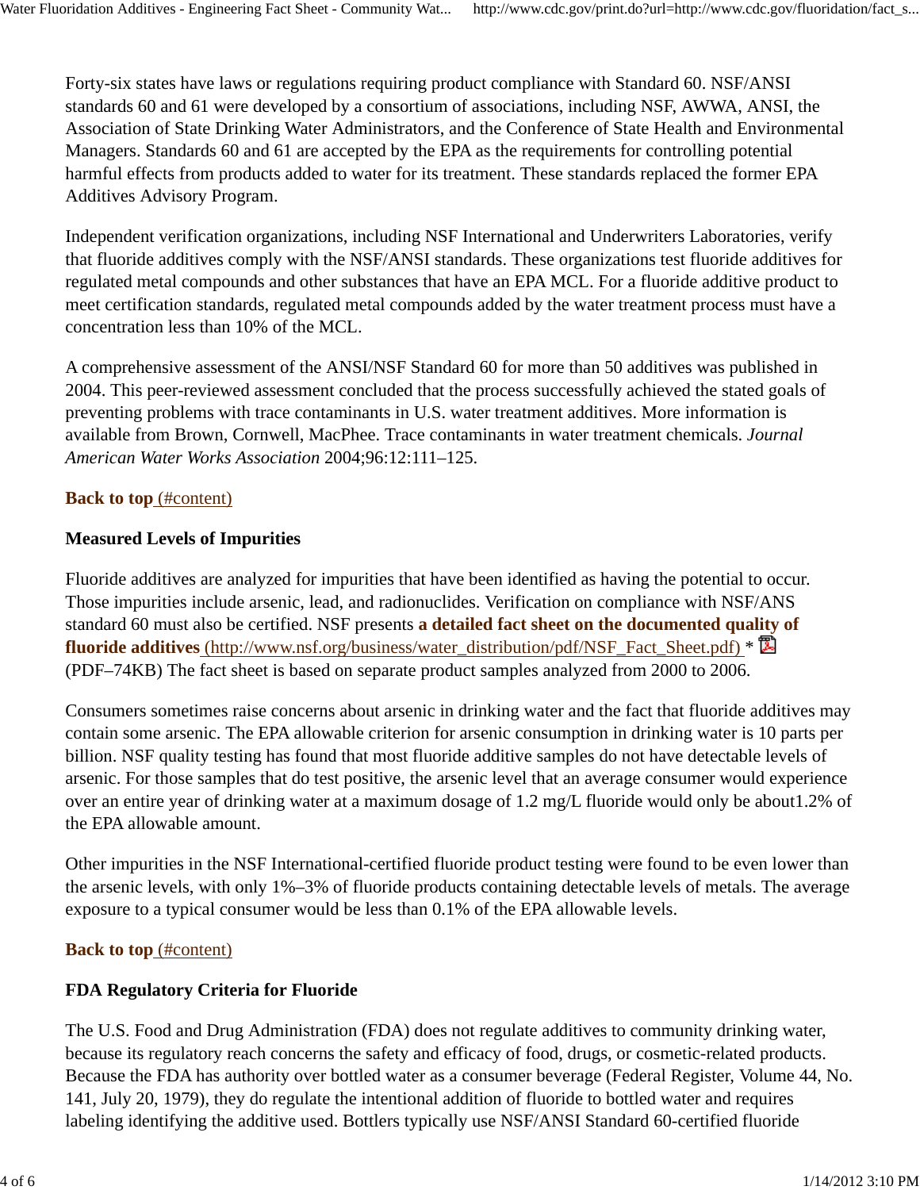Forty-six states have laws or regulations requiring product compliance with Standard 60. NSF/ANSI standards 60 and 61 were developed by a consortium of associations, including NSF, AWWA, ANSI, the Association of State Drinking Water Administrators, and the Conference of State Health and Environmental Managers. Standards 60 and 61 are accepted by the EPA as the requirements for controlling potential harmful effects from products added to water for its treatment. These standards replaced the former EPA Additives Advisory Program.

Independent verification organizations, including NSF International and Underwriters Laboratories, verify that fluoride additives comply with the NSF/ANSI standards. These organizations test fluoride additives for regulated metal compounds and other substances that have an EPA MCL. For a fluoride additive product to meet certification standards, regulated metal compounds added by the water treatment process must have a concentration less than 10% of the MCL.

A comprehensive assessment of the ANSI/NSF Standard 60 for more than 50 additives was published in 2004. This peer-reviewed assessment concluded that the process successfully achieved the stated goals of preventing problems with trace contaminants in U.S. water treatment additives. More information is available from Brown, Cornwell, MacPhee. Trace contaminants in water treatment chemicals. *Journal American Water Works Association* 2004;96:12:111–125.

**Back to top** (#content)

**Measured Levels of Impurities**

Fluoride additives are analyzed for impurities that have been identified as having the potential to occur. Those impurities include arsenic, lead, and radionuclides. Verification on compliance with NSF/ANS standard 60 must also be certified. NSF presents **a detailed fact sheet on the documented quality of fluoride additives** (http://www.nsf.org/business/water_distribution/pdf/NSF_Fact_Sheet.pdf) * (PDF–74KB) The fact sheet is based on separate product samples analyzed from 2000 to 2006.

Consumers sometimes raise concerns about arsenic in drinking water and the fact that fluoride additives may contain some arsenic. The EPA allowable criterion for arsenic consumption in drinking water is 10 parts per billion. NSF quality testing has found that most fluoride additive samples do not have detectable levels of arsenic. For those samples that do test positive, the arsenic level that an average consumer would experience over an entire year of drinking water at a maximum dosage of 1.2 mg/L fluoride would only be about1.2% of the EPA allowable amount.

Other impurities in the NSF International-certified fluoride product testing were found to be even lower than the arsenic levels, with only 1%–3% of fluoride products containing detectable levels of metals. The average exposure to a typical consumer would be less than 0.1% of the EPA allowable levels.

**Back to top** (#content)

**FDA Regulatory Criteria for Fluoride**

The U.S. Food and Drug Administration (FDA) does not regulate additives to community drinking water, because its regulatory reach concerns the safety and efficacy of food, drugs, or cosmetic-related products. Because the FDA has authority over bottled water as a consumer beverage (Federal Register, Volume 44, No. 141, July 20, 1979), they do regulate the intentional addition of fluoride to bottled water and requires labeling identifying the additive used. Bottlers typically use NSF/ANSI Standard 60-certified fluoride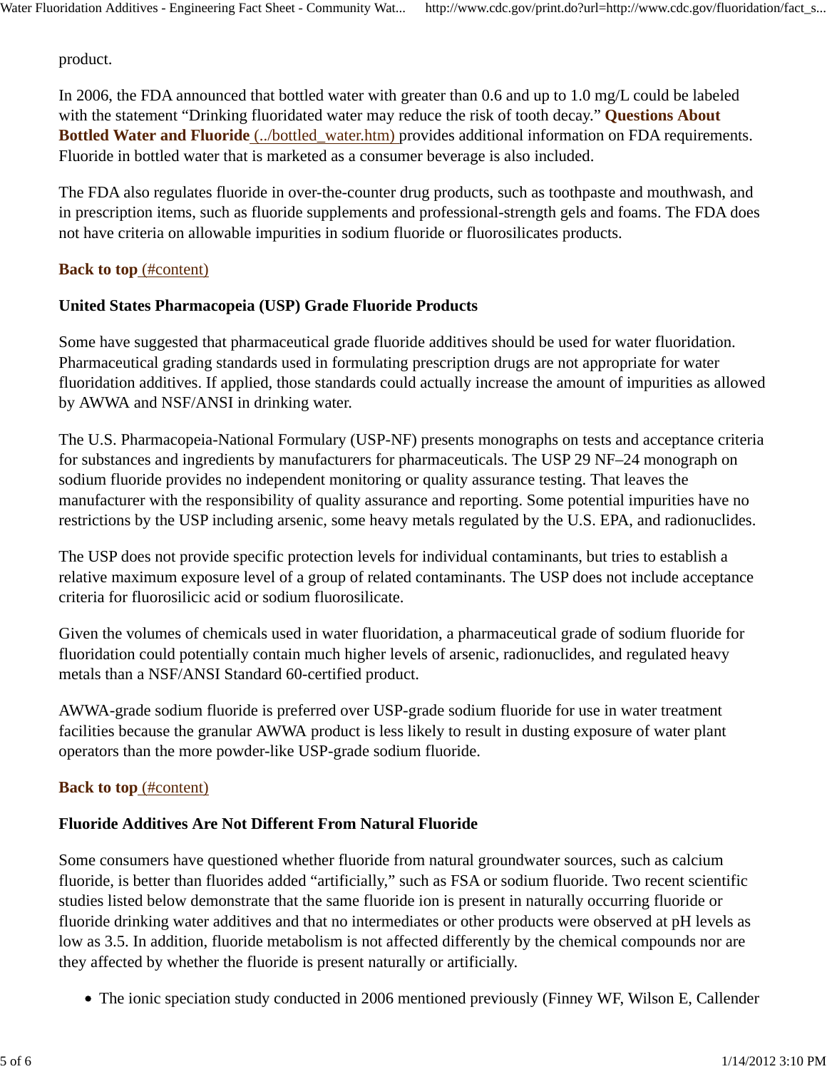product.

In 2006, the FDA announced that bottled water with greater than 0.6 and up to 1.0 mg/L could be labeled with the statement "Drinking fluoridated water may reduce the risk of tooth decay." **Questions About Bottled Water and Fluoride** (../bottled_water.htm) provides additional information on FDA requirements. Fluoride in bottled water that is marketed as a consumer beverage is also included.

The FDA also regulates fluoride in over-the-counter drug products, such as toothpaste and mouthwash, and in prescription items, such as fluoride supplements and professional-strength gels and foams. The FDA does not have criteria on allowable impurities in sodium fluoride or fluorosilicates products.

**Back to top** (#content)

### United States Pharmacopeia (USP) Grade Fluoride Products

Some have suggested that pharmaceutical grade fluoride additives should be used for water fluoridation. Pharmaceutical grading standards used in formulating prescription drugs are not appropriate for water fluoridation additives. If applied, those standards could actually increase the amount of impurities as allowed by AWWA and NSF/ANSI in drinking water.

The U.S. Pharmacopeia-National Formulary (USP-NF) presents monographs on tests and acceptance criteria for substances and ingredients by manufacturers for pharmaceuticals. The USP 29 NF–24 monograph on sodium fluoride provides no independent monitoring or quality assurance testing. That leaves the manufacturer with the responsibility of quality assurance and reporting. Some potential impurities have no restrictions by the USP including arsenic, some heavy metals regulated by the U.S. EPA, and radionuclides.

The USP does not provide specific protection levels for individual contaminants, but tries to establish a relative maximum exposure level of a group of related contaminants. The USP does not include acceptance criteria for fluorosilicic acid or sodium fluorosilicate.

Given the volumes of chemicals used in water fluoridation, a pharmaceutical grade of sodium fluoride for fluoridation could potentially contain much higher levels of arsenic, radionuclides, and regulated heavy metals than a NSF/ANSI Standard 60-certified product.

AWWA-grade sodium fluoride is preferred over USP-grade sodium fluoride for use in water treatment facilities because the granular AWWA product is less likely to result in dusting exposure of water plant operators than the more powder-like USP-grade sodium fluoride.

**Back to top** (#content)

### Fluoride Additives Are Not Different From Natural Fluoride

Some consumers have questioned whether fluoride from natural groundwater sources, such as calcium fluoride, is better than fluorides added "artificially," such as FSA or sodium fluoride. Two recent scientific studies listed below demonstrate that the same fluoride ion is present in naturally occurring fluoride or fluoride drinking water additives and that no intermediates or other products were observed at pH levels as low as 3.5. In addition, fluoride metabolism is not affected differently by the chemical compounds nor are they affected by whether the fluoride is present naturally or artificially.

- The ionic speciation study conducted in 2006 mentioned previously (Finney WF, Wilson E, Callender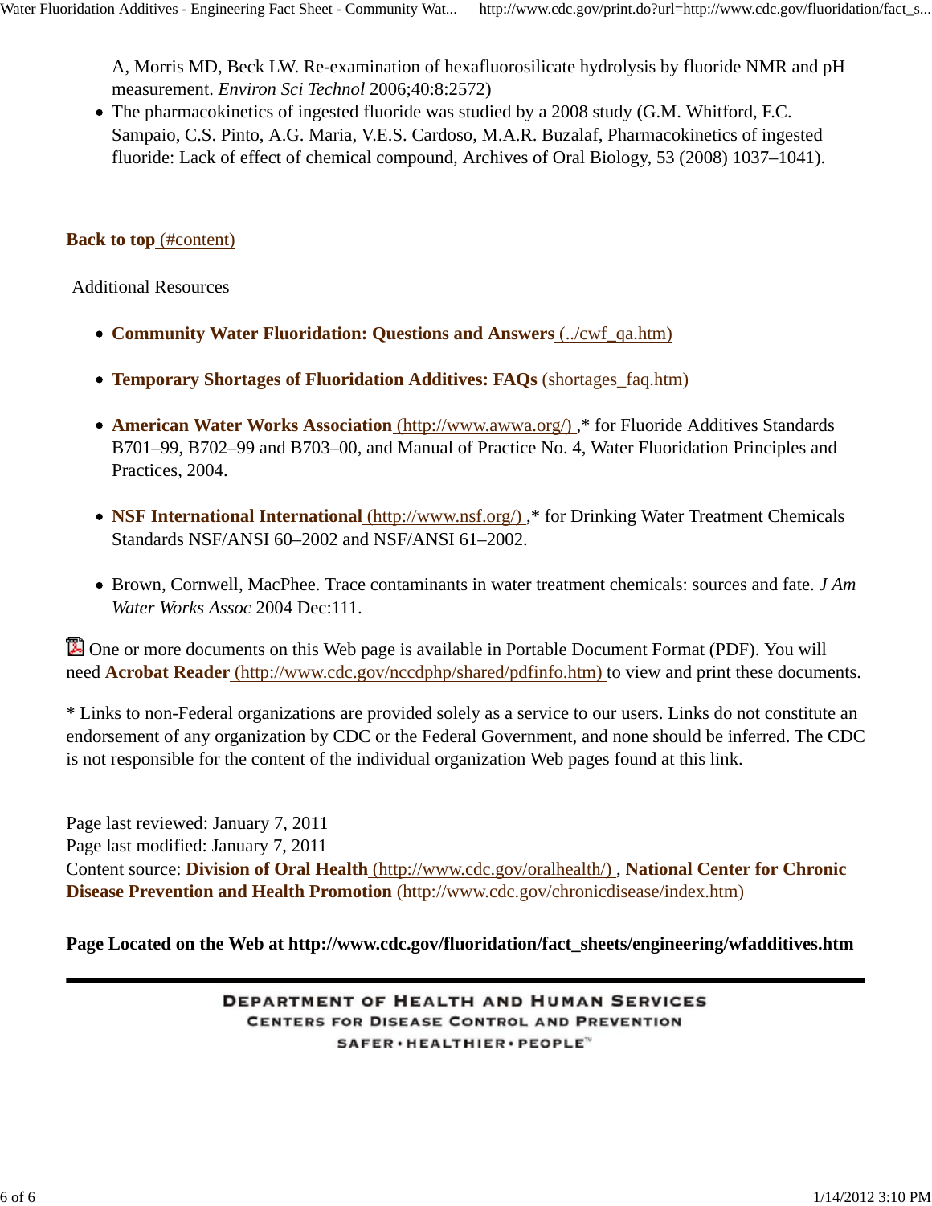A, Morris MD, Beck LW. Re-examination of hexafluorosilicate hydrolysis by fluoride NMR and pH measurement. *Environ Sci Technol* 2006;40:8:2572)

- The pharmacokinetics of ingested fluoride was studied by a 2008 study (G.M. Whitford, F.C. Sampaio, C.S. Pinto, A.G. Maria, V.E.S. Cardoso, M.A.R. Buzalaf, Pharmacokinetics of ingested fluoride: Lack of effect of chemical compound, Archives of Oral Biology, 53 (2008) 1037–1041).

**Back to top** (#content)

Additional Resources

- **Community Water Fluoridation: Questions and Answers** (../cwf_qa.htm)
- **Temporary Shortages of Fluoridation Additives: FAQs** (shortages_faq.htm)
- **American Water Works Association** (http://www.awwa.org/) ,* for Fluoride Additives Standards B701–99, B702–99 and B703–00, and Manual of Practice No. 4, Water Fluoridation Principles and Practices, 2004.
- **NSF International International** (http://www.nsf.org/) ,* for Drinking Water Treatment Chemicals Standards NSF/ANSI 60–2002 and NSF/ANSI 61–2002.
- Brown, Cornwell, MacPhee. Trace contaminants in water treatment chemicals: sources and fate. *J Am Water Works Assoc* 2004 Dec:111.

One or more documents on this Web page is available in Portable Document Format (PDF). You will need **Acrobat Reader** (http://www.cdc.gov/nccdphp/shared/pdfinfo.htm) to view and print these documents.

* Links to non-Federal organizations are provided solely as a service to our users. Links do not constitute an endorsement of any organization by CDC or the Federal Government, and none should be inferred. The CDC is not responsible for the content of the individual organization Web pages found at this link.

Page last reviewed: January 7, 2011
Page last modified: January 7, 2011
Content source: **Division of Oral Health** (http://www.cdc.gov/oralhealth/) , **National Center for Chronic Disease Prevention and Health Promotion** (http://www.cdc.gov/chronicdisease/index.htm)

**Page Located on the Web at http://www.cdc.gov/fluoridation/fact_sheets/engineering/wfadditives.htm**

DEPARTMENT OF HEALTH AND HUMAN SERVICES
CENTERS FOR DISEASE CONTROL AND PREVENTION
SAFER • HEALTHIER • PEOPLE™